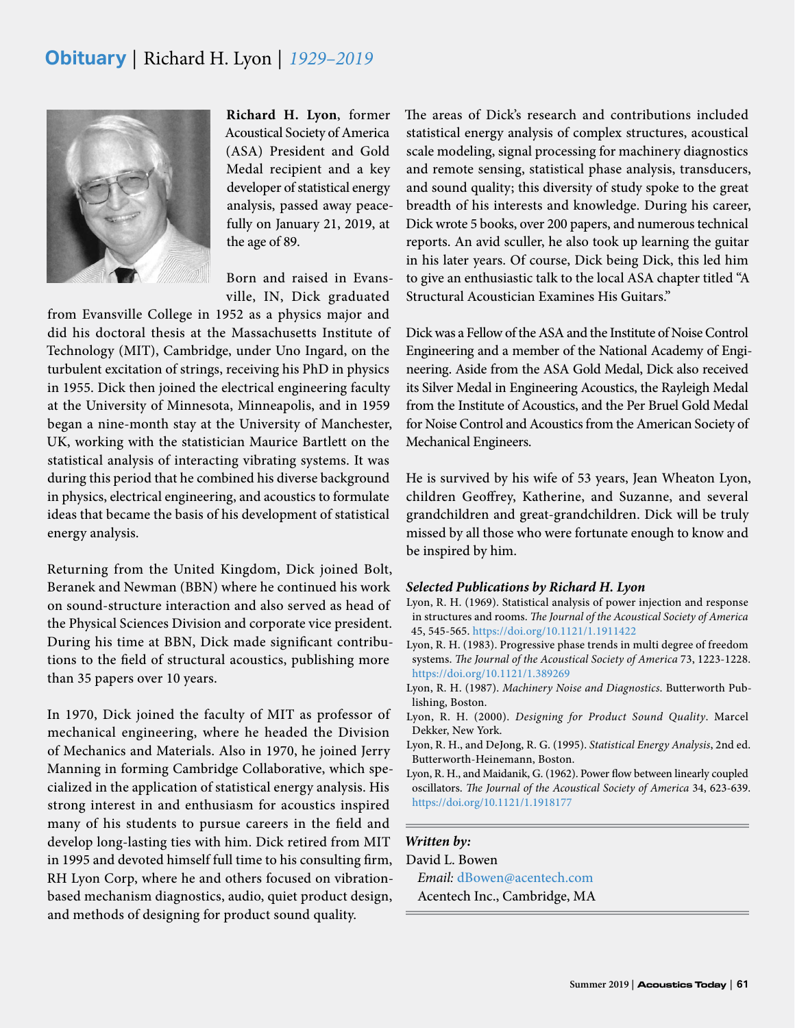# Obituary | Richard H. Lyon | *1929–2019*

**Richard H. Lyon**, former Acoustical Society of America (ASA) President and Gold Medal recipient and a key developer of statistical energy analysis, passed away peacefully on January 21, 2019, at the age of 89.

Born and raised in Evansville, IN, Dick graduated from Evansville College in 1952 as a physics major and did his doctoral thesis at the Massachusetts Institute of Technology (MIT), Cambridge, under Uno Ingard, on the turbulent excitation of strings, receiving his PhD in physics in 1955. Dick then joined the electrical engineering faculty at the University of Minnesota, Minneapolis, and in 1959 began a nine-month stay at the University of Manchester, UK, working with the statistician Maurice Bartlett on the statistical analysis of interacting vibrating systems. It was during this period that he combined his diverse background in physics, electrical engineering, and acoustics to formulate ideas that became the basis of his development of statistical energy analysis.

Returning from the United Kingdom, Dick joined Bolt, Beranek and Newman (BBN) where he continued his work on sound-structure interaction and also served as head of the Physical Sciences Division and corporate vice president. During his time at BBN, Dick made significant contributions to the field of structural acoustics, publishing more than 35 papers over 10 years.

In 1970, Dick joined the faculty of MIT as professor of mechanical engineering, where he headed the Division of Mechanics and Materials. Also in 1970, he joined Jerry Manning in forming Cambridge Collaborative, which specialized in the application of statistical energy analysis. His strong interest in and enthusiasm for acoustics inspired many of his students to pursue careers in the field and develop long-lasting ties with him. Dick retired from MIT in 1995 and devoted himself full time to his consulting firm, RH Lyon Corp, where he and others focused on vibration-based mechanism diagnostics, audio, quiet product design, and methods of designing for product sound quality.

The areas of Dick's research and contributions included statistical energy analysis of complex structures, acoustical scale modeling, signal processing for machinery diagnostics and remote sensing, statistical phase analysis, transducers, and sound quality; this diversity of study spoke to the great breadth of his interests and knowledge. During his career, Dick wrote 5 books, over 200 papers, and numerous technical reports. An avid sculler, he also took up learning the guitar in his later years. Of course, Dick being Dick, this led him to give an enthusiastic talk to the local ASA chapter titled "A Structural Acoustician Examines His Guitars."

Dick was a Fellow of the ASA and the Institute of Noise Control Engineering and a member of the National Academy of Engineering. Aside from the ASA Gold Medal, Dick also received its Silver Medal in Engineering Acoustics, the Rayleigh Medal from the Institute of Acoustics, and the Per Bruel Gold Medal for Noise Control and Acoustics from the American Society of Mechanical Engineers.

He is survived by his wife of 53 years, Jean Wheaton Lyon, children Geoffrey, Katherine, and Suzanne, and several grandchildren and great-grandchildren. Dick will be truly missed by all those who were fortunate enough to know and be inspired by him.

### *Selected Publications by Richard H. Lyon*

Lyon, R. H. (1969). Statistical analysis of power injection and response in structures and rooms. *The Journal of the Acoustical Society of America* 45, 545-565. https://doi.org/10.1121/1.1911422

Lyon, R. H. (1983). Progressive phase trends in multi degree of freedom systems. *The Journal of the Acoustical Society of America* 73, 1223-1228. https://doi.org/10.1121/1.389269

Lyon, R. H. (1987). *Machinery Noise and Diagnostics*. Butterworth Publishing, Boston.

Lyon, R. H. (2000). *Designing for Product Sound Quality*. Marcel Dekker, New York.

Lyon, R. H., and DeJong, R. G. (1995). *Statistical Energy Analysis*, 2nd ed. Butterworth-Heinemann, Boston.

Lyon, R. H., and Maidanik, G. (1962). Power flow between linearly coupled oscillators. *The Journal of the Acoustical Society of America* 34, 623-639. https://doi.org/10.1121/1.1918177

---

***Written by:***

David L. Bowen
*Email:* dBowen@acentech.com
Acentech Inc., Cambridge, MA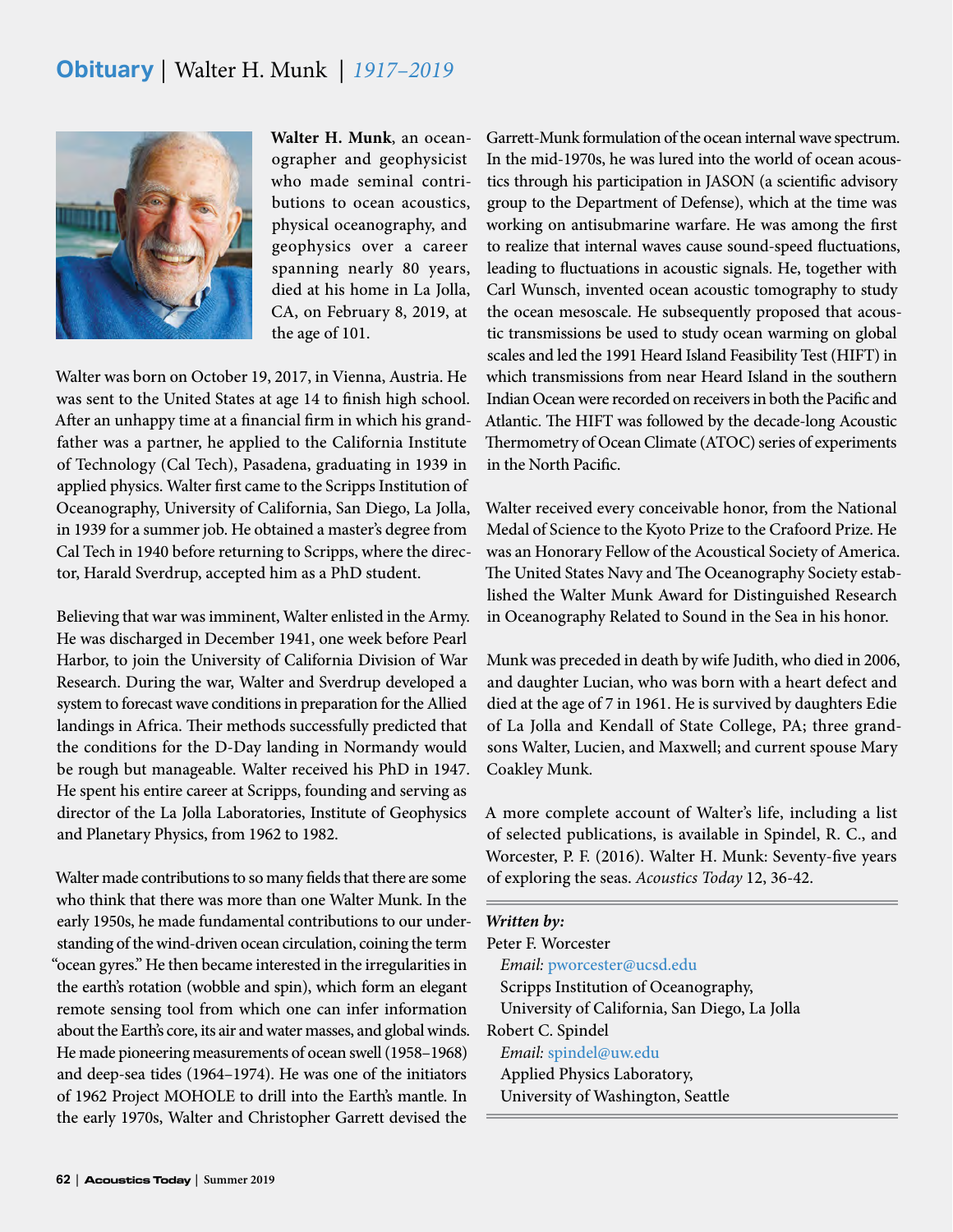# Obituary | Walter H. Munk | *1917–2019*

**Walter H. Munk**, an oceanographer and geophysicist who made seminal contributions to ocean acoustics, physical oceanography, and geophysics over a career spanning nearly 80 years, died at his home in La Jolla, CA, on February 8, 2019, at the age of 101.

Walter was born on October 19, 2017, in Vienna, Austria. He was sent to the United States at age 14 to finish high school. After an unhappy time at a financial firm in which his grandfather was a partner, he applied to the California Institute of Technology (Cal Tech), Pasadena, graduating in 1939 in applied physics. Walter first came to the Scripps Institution of Oceanography, University of California, San Diego, La Jolla, in 1939 for a summer job. He obtained a master's degree from Cal Tech in 1940 before returning to Scripps, where the director, Harald Sverdrup, accepted him as a PhD student.

Believing that war was imminent, Walter enlisted in the Army. He was discharged in December 1941, one week before Pearl Harbor, to join the University of California Division of War Research. During the war, Walter and Sverdrup developed a system to forecast wave conditions in preparation for the Allied landings in Africa. Their methods successfully predicted that the conditions for the D-Day landing in Normandy would be rough but manageable. Walter received his PhD in 1947. He spent his entire career at Scripps, founding and serving as director of the La Jolla Laboratories, Institute of Geophysics and Planetary Physics, from 1962 to 1982.

Walter made contributions to so many fields that there are some who think that there was more than one Walter Munk. In the early 1950s, he made fundamental contributions to our understanding of the wind-driven ocean circulation, coining the term "ocean gyres." He then became interested in the irregularities in the earth's rotation (wobble and spin), which form an elegant remote sensing tool from which one can infer information about the Earth's core, its air and water masses, and global winds. He made pioneering measurements of ocean swell (1958–1968) and deep-sea tides (1964–1974). He was one of the initiators of 1962 Project MOHOLE to drill into the Earth's mantle. In the early 1970s, Walter and Christopher Garrett devised the Garrett-Munk formulation of the ocean internal wave spectrum. In the mid-1970s, he was lured into the world of ocean acoustics through his participation in JASON (a scientific advisory group to the Department of Defense), which at the time was working on antisubmarine warfare. He was among the first to realize that internal waves cause sound-speed fluctuations, leading to fluctuations in acoustic signals. He, together with Carl Wunsch, invented ocean acoustic tomography to study the ocean mesoscale. He subsequently proposed that acoustic transmissions be used to study ocean warming on global scales and led the 1991 Heard Island Feasibility Test (HIFT) in which transmissions from near Heard Island in the southern Indian Ocean were recorded on receivers in both the Pacific and Atlantic. The HIFT was followed by the decade-long Acoustic Thermometry of Ocean Climate (ATOC) series of experiments in the North Pacific.

Walter received every conceivable honor, from the National Medal of Science to the Kyoto Prize to the Crafoord Prize. He was an Honorary Fellow of the Acoustical Society of America. The United States Navy and The Oceanography Society established the Walter Munk Award for Distinguished Research in Oceanography Related to Sound in the Sea in his honor.

Munk was preceded in death by wife Judith, who died in 2006, and daughter Lucian, who was born with a heart defect and died at the age of 7 in 1961. He is survived by daughters Edie of La Jolla and Kendall of State College, PA; three grandsons Walter, Lucien, and Maxwell; and current spouse Mary Coakley Munk.

A more complete account of Walter's life, including a list of selected publications, is available in Spindel, R. C., and Worcester, P. F. (2016). Walter H. Munk: Seventy-five years of exploring the seas. *Acoustics Today* 12, 36-42.

***Written by:***

Peter F. Worcester
*Email:* pworcester@ucsd.edu
Scripps Institution of Oceanography,
University of California, San Diego, La Jolla

Robert C. Spindel
*Email:* spindel@uw.edu
Applied Physics Laboratory,
University of Washington, Seattle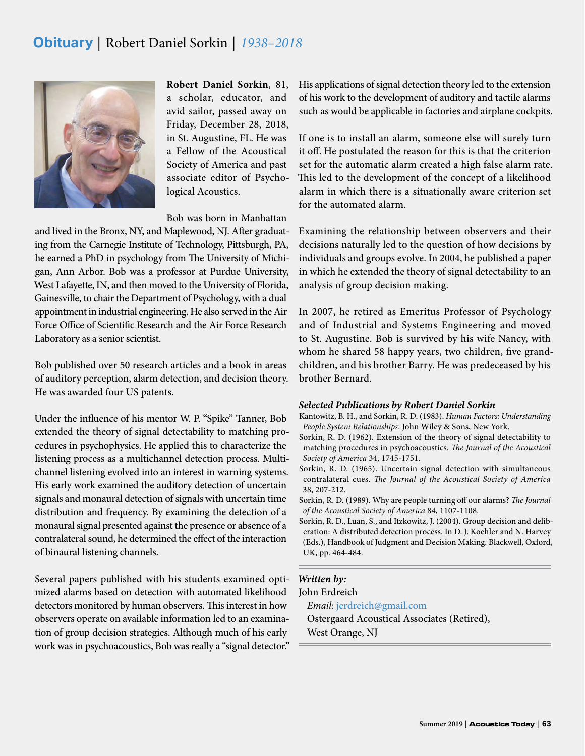# Obituary | Robert Daniel Sorkin | *1938–2018*

**Robert Daniel Sorkin**, 81, a scholar, educator, and avid sailor, passed away on Friday, December 28, 2018, in St. Augustine, FL. He was a Fellow of the Acoustical Society of America and past associate editor of Psychological Acoustics.

Bob was born in Manhattan and lived in the Bronx, NY, and Maplewood, NJ. After graduating from the Carnegie Institute of Technology, Pittsburgh, PA, he earned a PhD in psychology from The University of Michigan, Ann Arbor. Bob was a professor at Purdue University, West Lafayette, IN, and then moved to the University of Florida, Gainesville, to chair the Department of Psychology, with a dual appointment in industrial engineering. He also served in the Air Force Office of Scientific Research and the Air Force Research Laboratory as a senior scientist.

Bob published over 50 research articles and a book in areas of auditory perception, alarm detection, and decision theory. He was awarded four US patents.

Under the influence of his mentor W. P. "Spike" Tanner, Bob extended the theory of signal detectability to matching procedures in psychophysics. He applied this to characterize the listening process as a multichannel detection process. Multichannel listening evolved into an interest in warning systems. His early work examined the auditory detection of uncertain signals and monaural detection of signals with uncertain time distribution and frequency. By examining the detection of a monaural signal presented against the presence or absence of a contralateral sound, he determined the effect of the interaction of binaural listening channels.

Several papers published with his students examined optimized alarms based on detection with automated likelihood detectors monitored by human observers. This interest in how observers operate on available information led to an examination of group decision strategies. Although much of his early work was in psychoacoustics, Bob was really a "signal detector." His applications of signal detection theory led to the extension of his work to the development of auditory and tactile alarms such as would be applicable in factories and airplane cockpits.

If one is to install an alarm, someone else will surely turn it off. He postulated the reason for this is that the criterion set for the automatic alarm created a high false alarm rate. This led to the development of the concept of a likelihood alarm in which there is a situationally aware criterion set for the automated alarm.

Examining the relationship between observers and their decisions naturally led to the question of how decisions by individuals and groups evolve. In 2004, he published a paper in which he extended the theory of signal detectability to an analysis of group decision making.

In 2007, he retired as Emeritus Professor of Psychology and of Industrial and Systems Engineering and moved to St. Augustine. Bob is survived by his wife Nancy, with whom he shared 58 happy years, two children, five grandchildren, and his brother Barry. He was predeceased by his brother Bernard.

### *Selected Publications by Robert Daniel Sorkin*

Kantowitz, B. H., and Sorkin, R. D. (1983). *Human Factors: Understanding People System Relationships*. John Wiley & Sons, New York.

Sorkin, R. D. (1962). Extension of the theory of signal detectability to matching procedures in psychoacoustics. *The Journal of the Acoustical Society of America* 34, 1745-1751.

Sorkin, R. D. (1965). Uncertain signal detection with simultaneous contralateral cues. *The Journal of the Acoustical Society of America* 38, 207-212.

Sorkin, R. D. (1989). Why are people turning off our alarms? *The Journal of the Acoustical Society of America* 84, 1107-1108.

Sorkin, R. D., Luan, S., and Itzkowitz, J. (2004). Group decision and deliberation: A distributed detection process. In D. J. Koehler and N. Harvey (Eds.), Handbook of Judgment and Decision Making. Blackwell, Oxford, UK, pp. 464-484.

***Written by:***

John Erdreich

*Email:* jerdreich@gmail.com

Ostergaard Acoustical Associates (Retired), West Orange, NJ